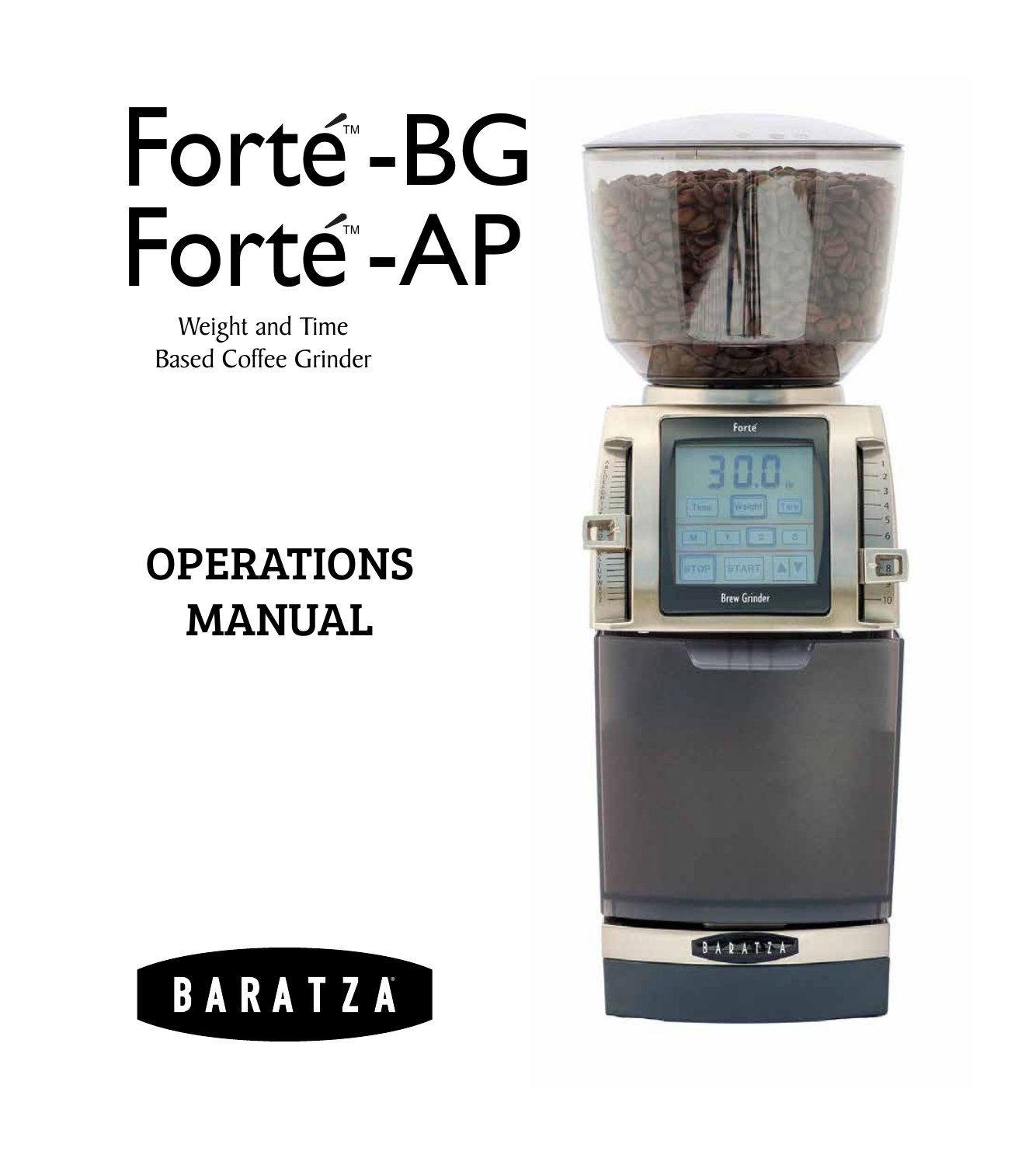# Forté™-BG
# Forté™-AP

Weight and Time
Based Coffee Grinder

## OPERATIONS MANUAL

BARATZA®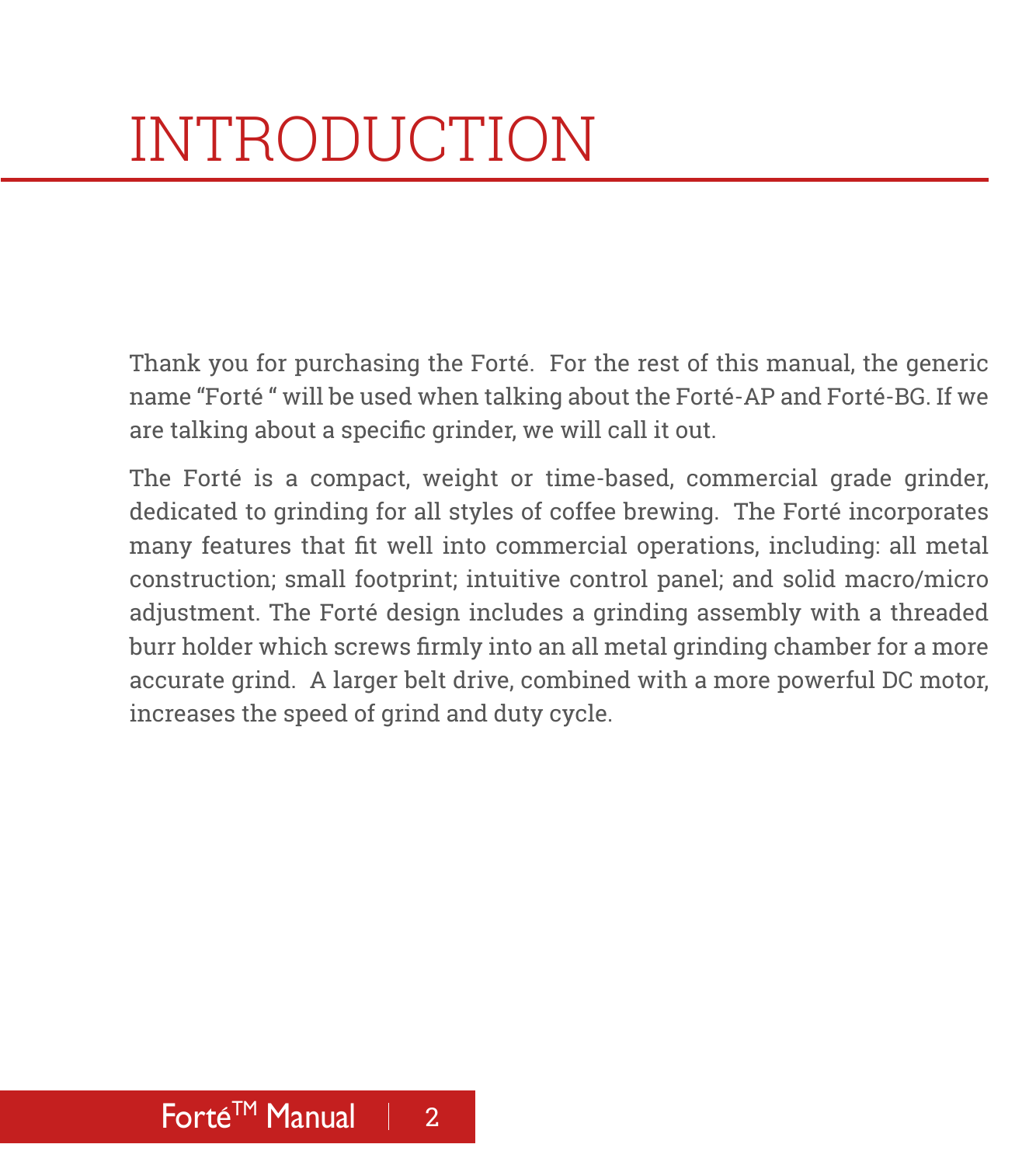# INTRODUCTION

Thank you for purchasing the Forté. For the rest of this manual, the generic name "Forté " will be used when talking about the Forté-AP and Forté-BG. If we are talking about a specific grinder, we will call it out.

The Forté is a compact, weight or time-based, commercial grade grinder, dedicated to grinding for all styles of coffee brewing. The Forté incorporates many features that fit well into commercial operations, including: all metal construction; small footprint; intuitive control panel; and solid macro/micro adjustment. The Forté design includes a grinding assembly with a threaded burr holder which screws firmly into an all metal grinding chamber for a more accurate grind. A larger belt drive, combined with a more powerful DC motor, increases the speed of grind and duty cycle.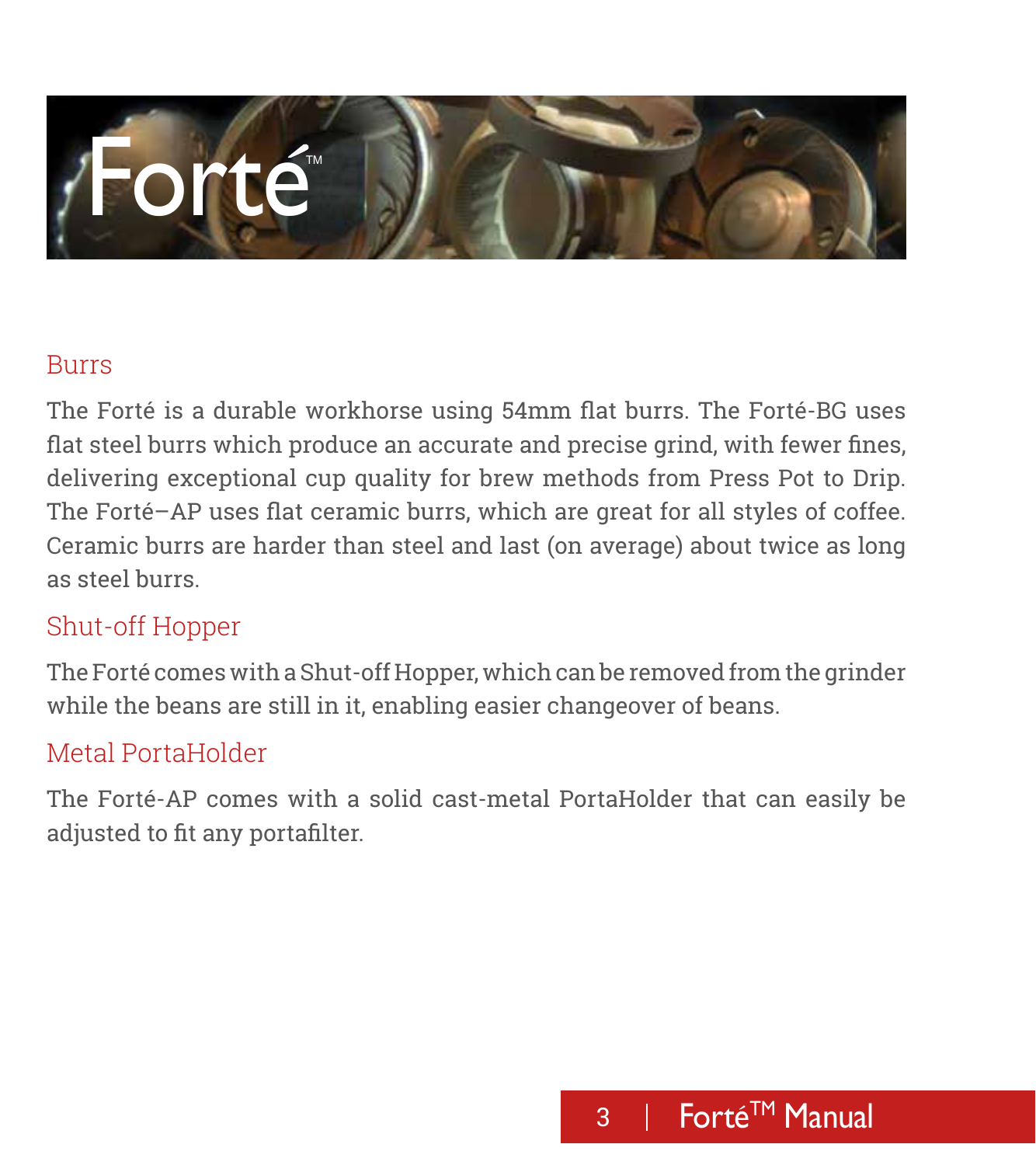Forté™

## Burrs

The Forté is a durable workhorse using 54mm flat burrs. The Forté-BG uses flat steel burrs which produce an accurate and precise grind, with fewer fines, delivering exceptional cup quality for brew methods from Press Pot to Drip. The Forté–AP uses flat ceramic burrs, which are great for all styles of coffee. Ceramic burrs are harder than steel and last (on average) about twice as long as steel burrs.

## Shut-off Hopper

The Forté comes with a Shut-off Hopper, which can be removed from the grinder while the beans are still in it, enabling easier changeover of beans.

## Metal PortaHolder

The Forté-AP comes with a solid cast-metal PortaHolder that can easily be adjusted to fit any portafilter.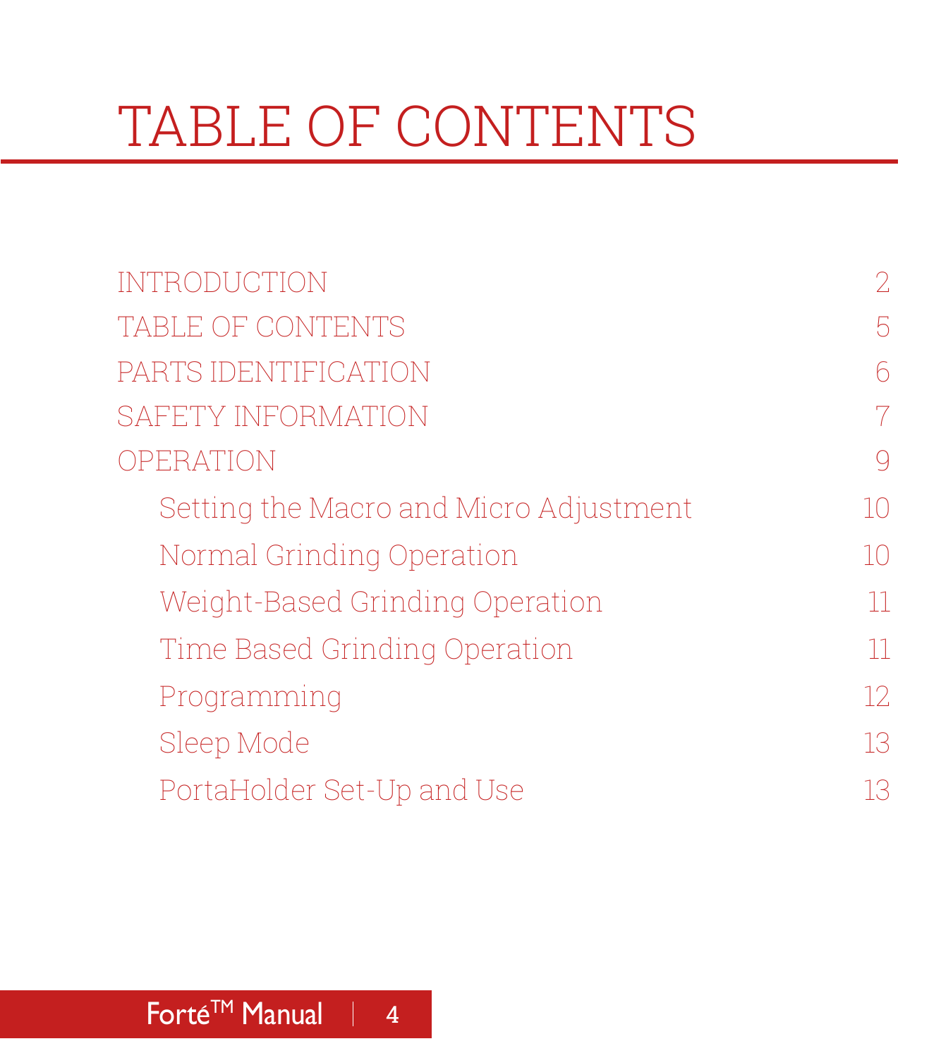# TABLE OF CONTENTS

| | |
|---|---|
| INTRODUCTION | 2 |
| TABLE OF CONTENTS | 5 |
| PARTS IDENTIFICATION | 6 |
| SAFETY INFORMATION | 7 |
| OPERATION | 9 |
| Setting the Macro and Micro Adjustment | 10 |
| Normal Grinding Operation | 10 |
| Weight-Based Grinding Operation | 11 |
| Time Based Grinding Operation | 11 |
| Programming | 12 |
| Sleep Mode | 13 |
| PortaHolder Set-Up and Use | 13 |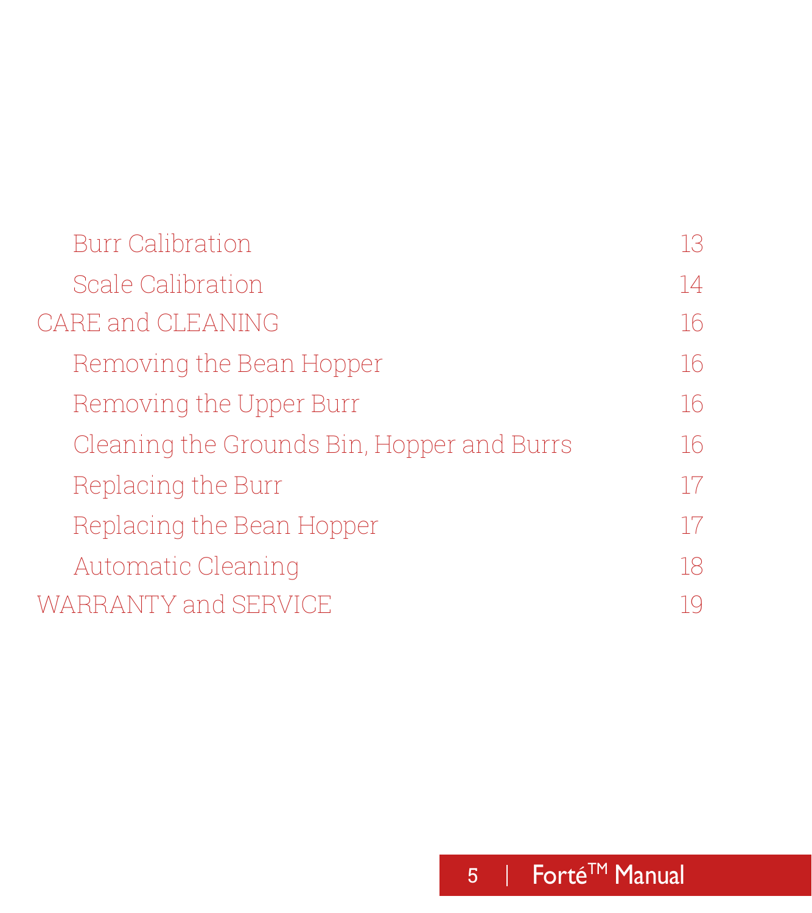- Burr Calibration 13
- Scale Calibration 14

CARE and CLEANING 16

- Removing the Bean Hopper 16
- Removing the Upper Burr 16
- Cleaning the Grounds Bin, Hopper and Burrs 16
- Replacing the Burr 17
- Replacing the Bean Hopper 17
- Automatic Cleaning 18

WARRANTY and SERVICE 19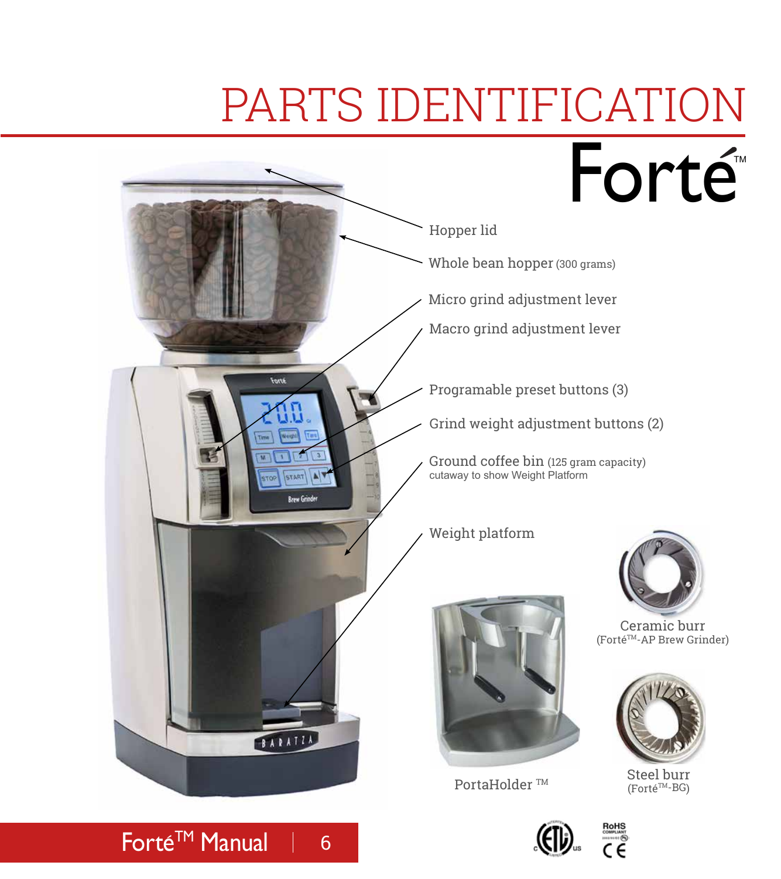# PARTS IDENTIFICATION

Forté™

- Hopper lid
- Whole bean hopper (300 grams)
- Micro grind adjustment lever
- Macro grind adjustment lever
- Programable preset buttons (3)
- Grind weight adjustment buttons (2)
- Ground coffee bin (125 gram capacity) cutaway to show Weight Platform
- Weight platform

Ceramic burr (Forté™-AP Brew Grinder)

PortaHolder ™

Steel burr (Forté™-BG)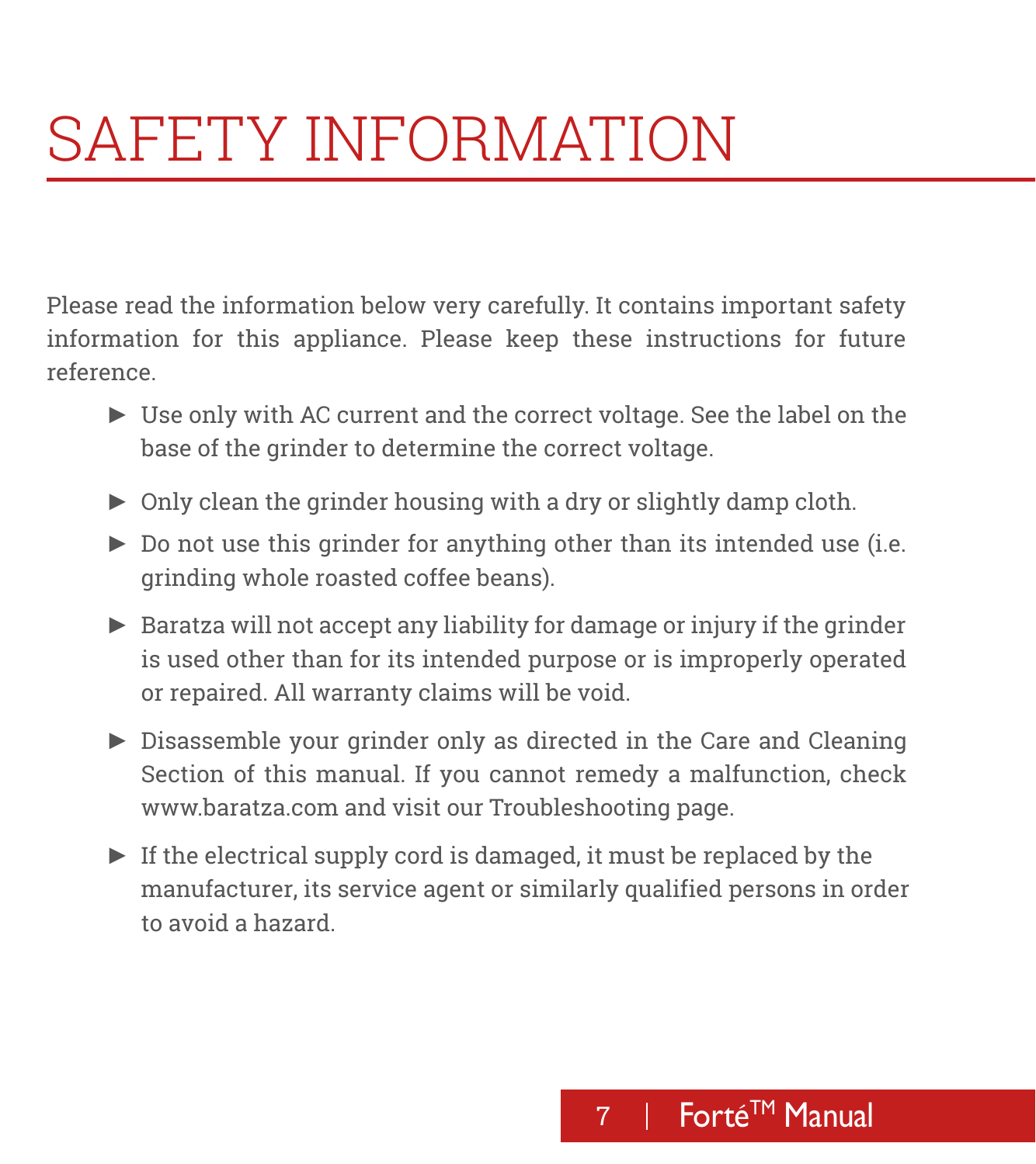# SAFETY INFORMATION

Please read the information below very carefully. It contains important safety information for this appliance. Please keep these instructions for future reference.

- Use only with AC current and the correct voltage. See the label on the base of the grinder to determine the correct voltage.
- Only clean the grinder housing with a dry or slightly damp cloth.
- Do not use this grinder for anything other than its intended use (i.e. grinding whole roasted coffee beans).
- Baratza will not accept any liability for damage or injury if the grinder is used other than for its intended purpose or is improperly operated or repaired. All warranty claims will be void.
- Disassemble your grinder only as directed in the Care and Cleaning Section of this manual. If you cannot remedy a malfunction, check www.baratza.com and visit our Troubleshooting page.
- If the electrical supply cord is damaged, it must be replaced by the manufacturer, its service agent or similarly qualified persons in order to avoid a hazard.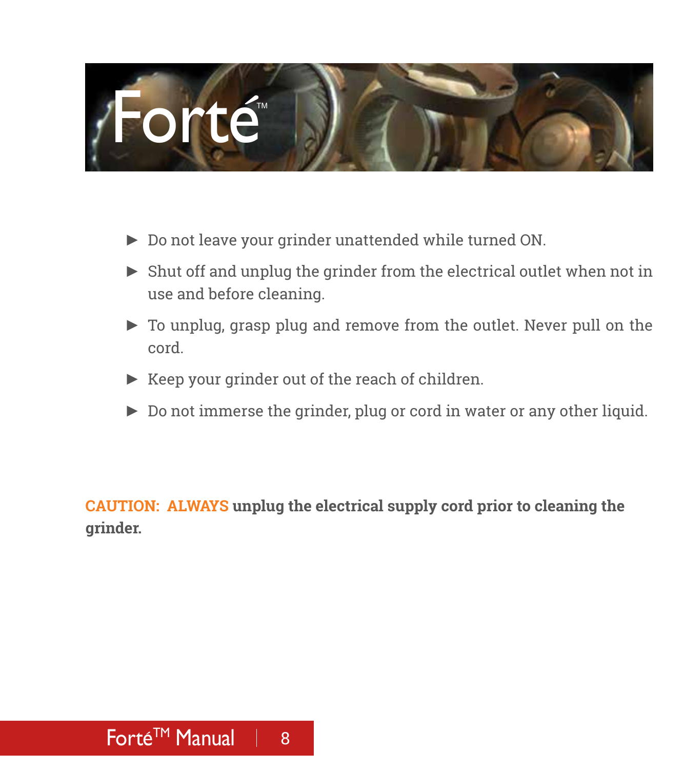- Do not leave your grinder unattended while turned ON.
- Shut off and unplug the grinder from the electrical outlet when not in use and before cleaning.
- To unplug, grasp plug and remove from the outlet. Never pull on the cord.
- Keep your grinder out of the reach of children.
- Do not immerse the grinder, plug or cord in water or any other liquid.

**CAUTION: ALWAYS unplug the electrical supply cord prior to cleaning the grinder.**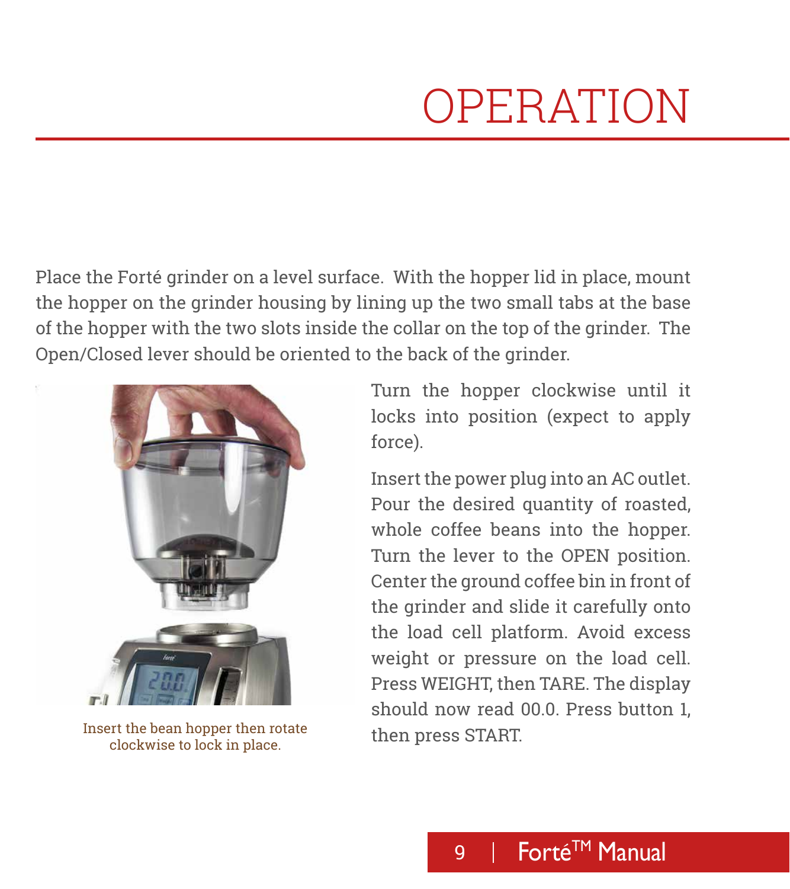# OPERATION

Place the Forté grinder on a level surface. With the hopper lid in place, mount the hopper on the grinder housing by lining up the two small tabs at the base of the hopper with the two slots inside the collar on the top of the grinder. The Open/Closed lever should be oriented to the back of the grinder.

Insert the bean hopper then rotate clockwise to lock in place.

Turn the hopper clockwise until it locks into position (expect to apply force).

Insert the power plug into an AC outlet. Pour the desired quantity of roasted, whole coffee beans into the hopper. Turn the lever to the OPEN position. Center the ground coffee bin in front of the grinder and slide it carefully onto the load cell platform. Avoid excess weight or pressure on the load cell. Press WEIGHT, then TARE. The display should now read 00.0. Press button 1, then press START.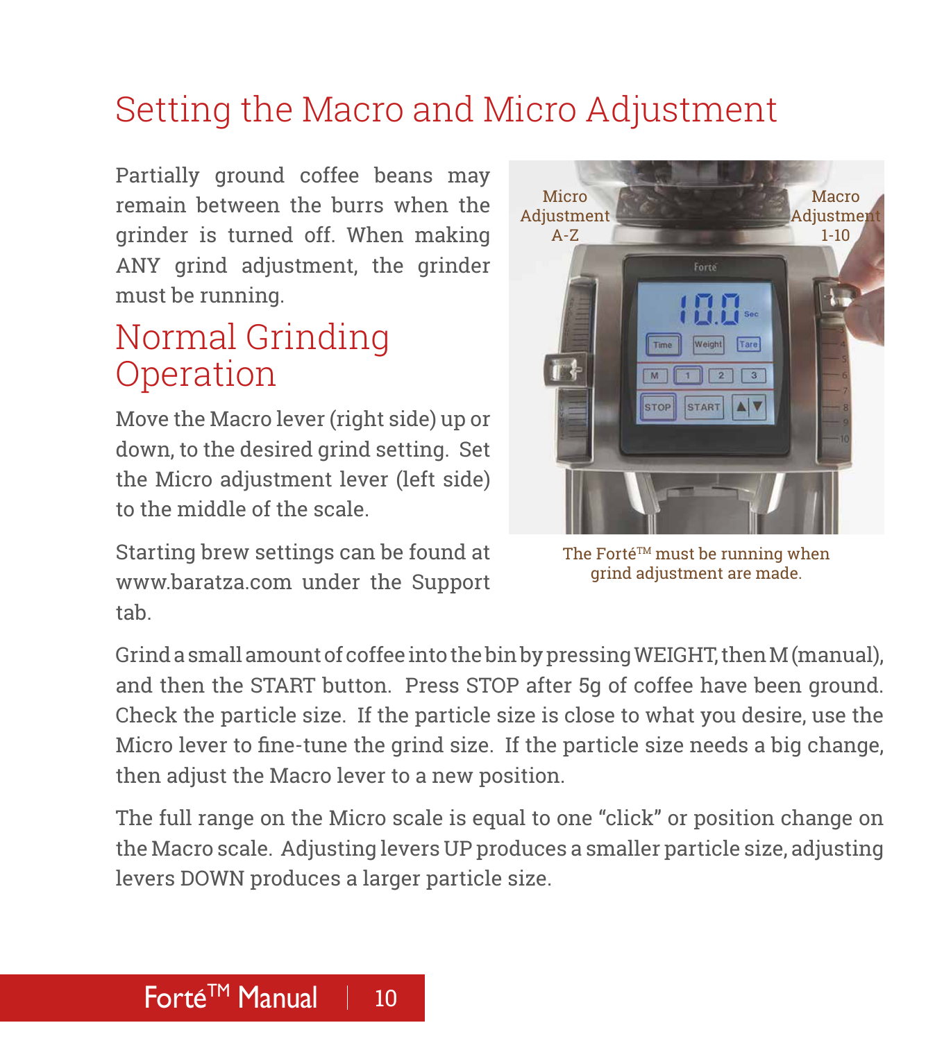# Setting the Macro and Micro Adjustment

Partially ground coffee beans may remain between the burrs when the grinder is turned off. When making ANY grind adjustment, the grinder must be running.

## Normal Grinding Operation

Move the Macro lever (right side) up or down, to the desired grind setting. Set the Micro adjustment lever (left side) to the middle of the scale.

Starting brew settings can be found at www.baratza.com under the Support tab.

Micro Adjustment A-Z

Macro Adjustment 1-10

The Forté™ must be running when grind adjustment are made.

Grind a small amount of coffee into the bin by pressing WEIGHT, then M (manual), and then the START button. Press STOP after 5g of coffee have been ground. Check the particle size. If the particle size is close to what you desire, use the Micro lever to fine-tune the grind size. If the particle size needs a big change, then adjust the Macro lever to a new position.

The full range on the Micro scale is equal to one "click" or position change on the Macro scale. Adjusting levers UP produces a smaller particle size, adjusting levers DOWN produces a larger particle size.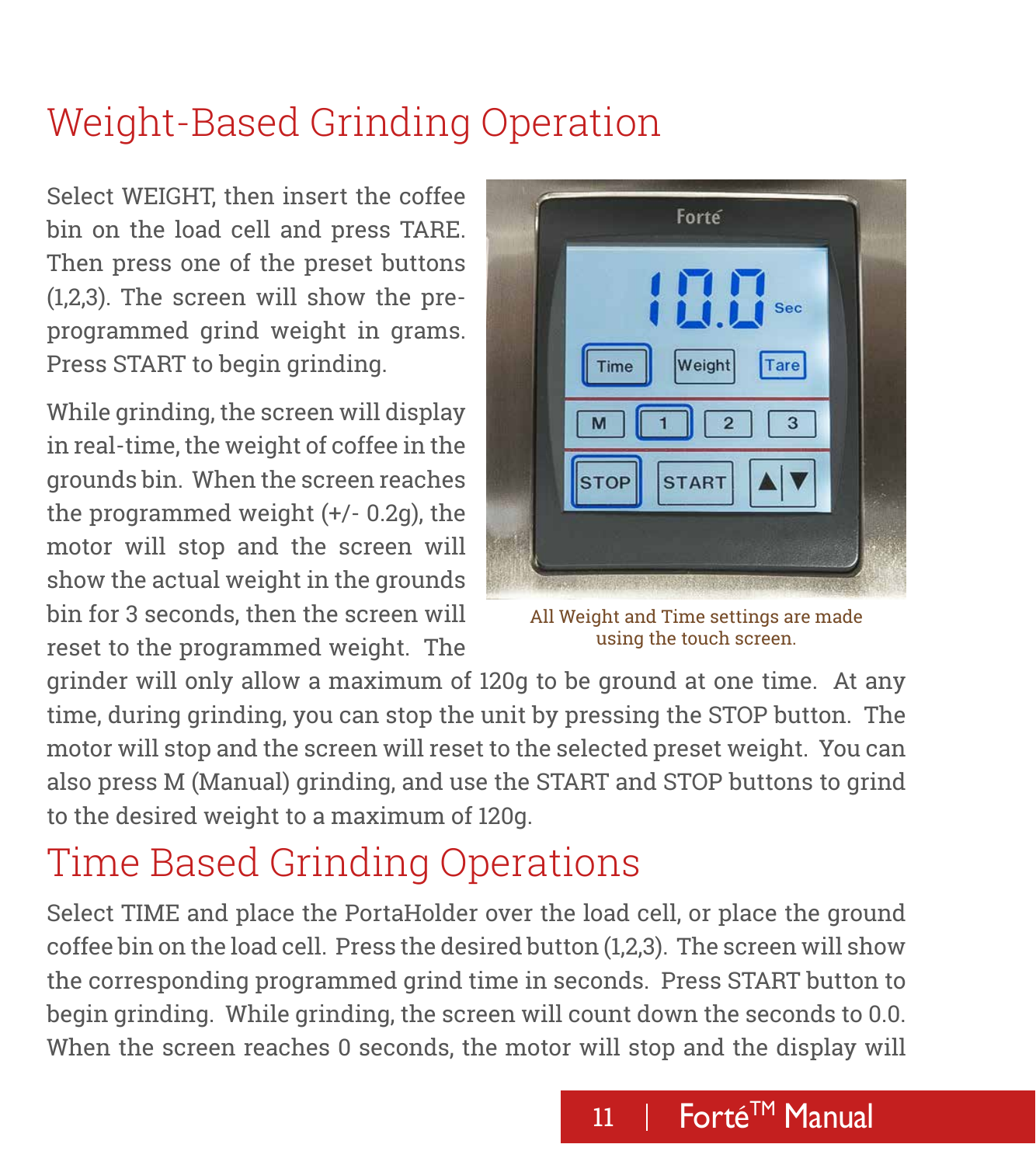# Weight-Based Grinding Operation

Select WEIGHT, then insert the coffee bin on the load cell and press TARE. Then press one of the preset buttons (1,2,3). The screen will show the pre-programmed grind weight in grams. Press START to begin grinding.

While grinding, the screen will display in real-time, the weight of coffee in the grounds bin. When the screen reaches the programmed weight (+/- 0.2g), the motor will stop and the screen will show the actual weight in the grounds bin for 3 seconds, then the screen will reset to the programmed weight. The grinder will only allow a maximum of 120g to be ground at one time. At any time, during grinding, you can stop the unit by pressing the STOP button. The motor will stop and the screen will reset to the selected preset weight. You can also press M (Manual) grinding, and use the START and STOP buttons to grind to the desired weight to a maximum of 120g.

All Weight and Time settings are made using the touch screen.

# Time Based Grinding Operations

Select TIME and place the PortaHolder over the load cell, or place the ground coffee bin on the load cell. Press the desired button (1,2,3). The screen will show the corresponding programmed grind time in seconds. Press START button to begin grinding. While grinding, the screen will count down the seconds to 0.0. When the screen reaches 0 seconds, the motor will stop and the display will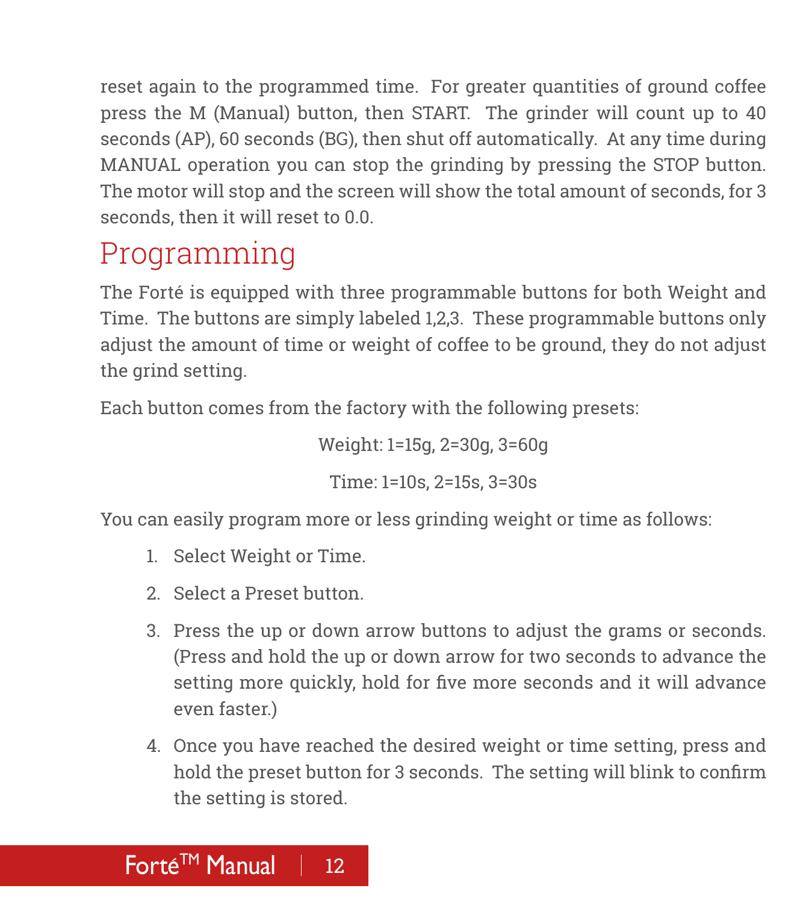reset again to the programmed time. For greater quantities of ground coffee press the M (Manual) button, then START. The grinder will count up to 40 seconds (AP), 60 seconds (BG), then shut off automatically. At any time during MANUAL operation you can stop the grinding by pressing the STOP button. The motor will stop and the screen will show the total amount of seconds, for 3 seconds, then it will reset to 0.0.

## Programming

The Forté is equipped with three programmable buttons for both Weight and Time. The buttons are simply labeled 1,2,3. These programmable buttons only adjust the amount of time or weight of coffee to be ground, they do not adjust the grind setting.

Each button comes from the factory with the following presets:

Weight: 1=15g, 2=30g, 3=60g

Time: 1=10s, 2=15s, 3=30s

You can easily program more or less grinding weight or time as follows:

1. Select Weight or Time.
2. Select a Preset button.
3. Press the up or down arrow buttons to adjust the grams or seconds. (Press and hold the up or down arrow for two seconds to advance the setting more quickly, hold for five more seconds and it will advance even faster.)
4. Once you have reached the desired weight or time setting, press and hold the preset button for 3 seconds. The setting will blink to confirm the setting is stored.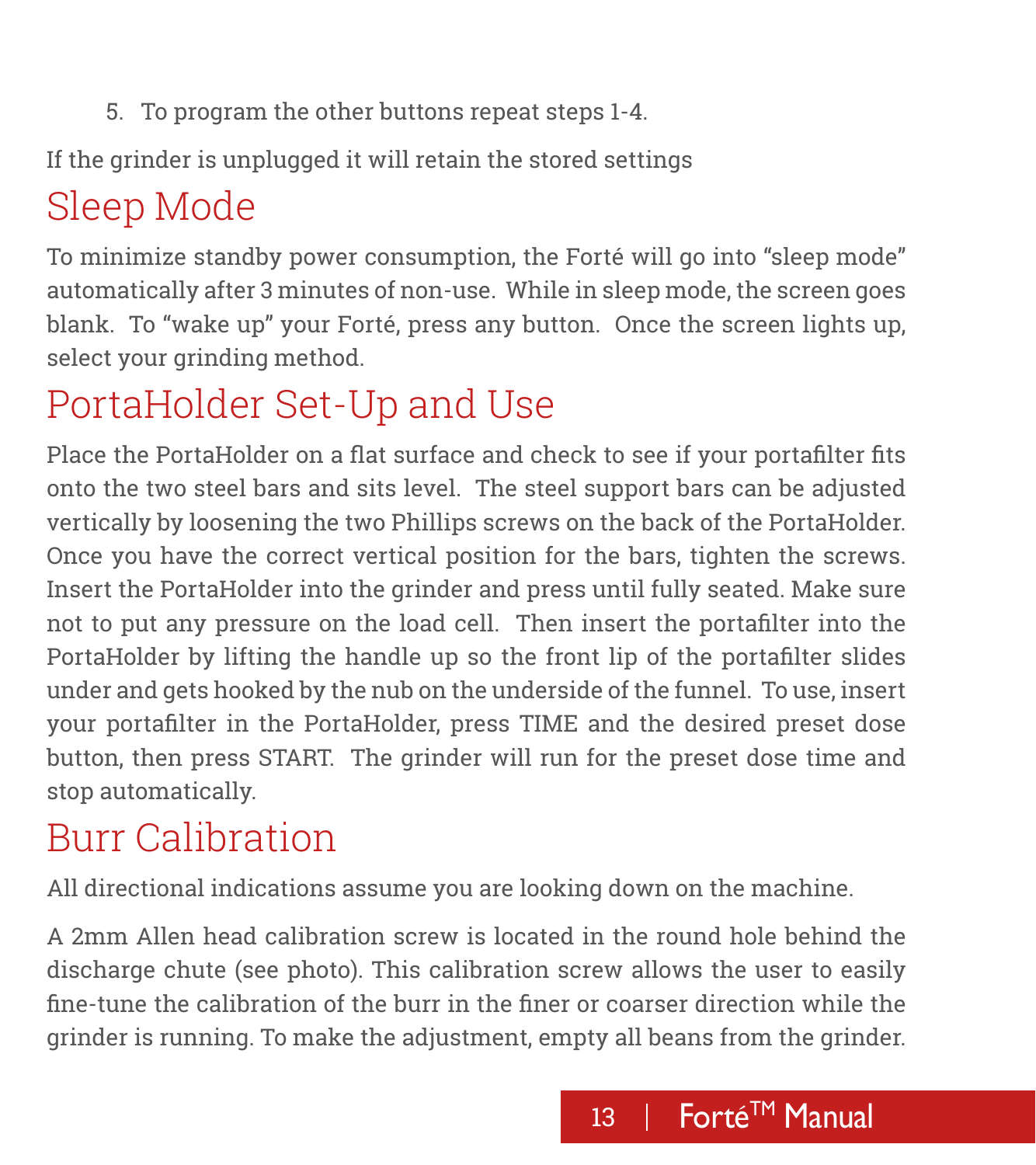5. To program the other buttons repeat steps 1-4.

If the grinder is unplugged it will retain the stored settings

## Sleep Mode

To minimize standby power consumption, the Forté will go into "sleep mode" automatically after 3 minutes of non-use. While in sleep mode, the screen goes blank. To "wake up" your Forté, press any button. Once the screen lights up, select your grinding method.

## PortaHolder Set-Up and Use

Place the PortaHolder on a flat surface and check to see if your portafilter fits onto the two steel bars and sits level. The steel support bars can be adjusted vertically by loosening the two Phillips screws on the back of the PortaHolder. Once you have the correct vertical position for the bars, tighten the screws. Insert the PortaHolder into the grinder and press until fully seated. Make sure not to put any pressure on the load cell. Then insert the portafilter into the PortaHolder by lifting the handle up so the front lip of the portafilter slides under and gets hooked by the nub on the underside of the funnel. To use, insert your portafilter in the PortaHolder, press TIME and the desired preset dose button, then press START. The grinder will run for the preset dose time and stop automatically.

## Burr Calibration

All directional indications assume you are looking down on the machine.

A 2mm Allen head calibration screw is located in the round hole behind the discharge chute (see photo). This calibration screw allows the user to easily fine-tune the calibration of the burr in the finer or coarser direction while the grinder is running. To make the adjustment, empty all beans from the grinder.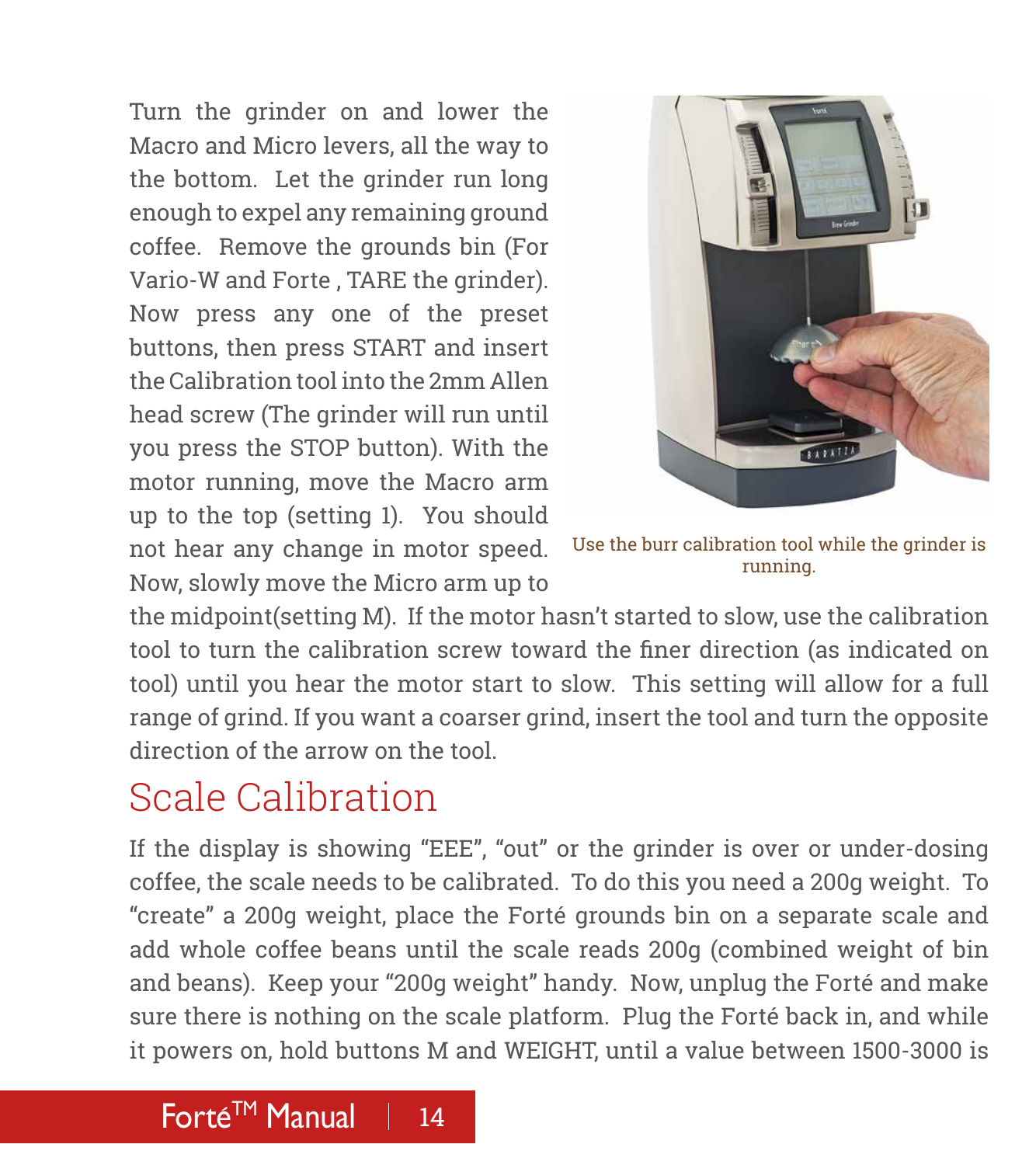Turn the grinder on and lower the Macro and Micro levers, all the way to the bottom. Let the grinder run long enough to expel any remaining ground coffee. Remove the grounds bin (For Vario-W and Forte , TARE the grinder). Now press any one of the preset buttons, then press START and insert the Calibration tool into the 2mm Allen head screw (The grinder will run until you press the STOP button). With the motor running, move the Macro arm up to the top (setting 1). You should not hear any change in motor speed. Now, slowly move the Micro arm up to the midpoint(setting M). If the motor hasn't started to slow, use the calibration tool to turn the calibration screw toward the finer direction (as indicated on tool) until you hear the motor start to slow. This setting will allow for a full range of grind. If you want a coarser grind, insert the tool and turn the opposite direction of the arrow on the tool.

Use the burr calibration tool while the grinder is running.

## Scale Calibration

If the display is showing "EEE", "out" or the grinder is over or under-dosing coffee, the scale needs to be calibrated. To do this you need a 200g weight. To "create" a 200g weight, place the Forté grounds bin on a separate scale and add whole coffee beans until the scale reads 200g (combined weight of bin and beans). Keep your "200g weight" handy. Now, unplug the Forté and make sure there is nothing on the scale platform. Plug the Forté back in, and while it powers on, hold buttons M and WEIGHT, until a value between 1500-3000 is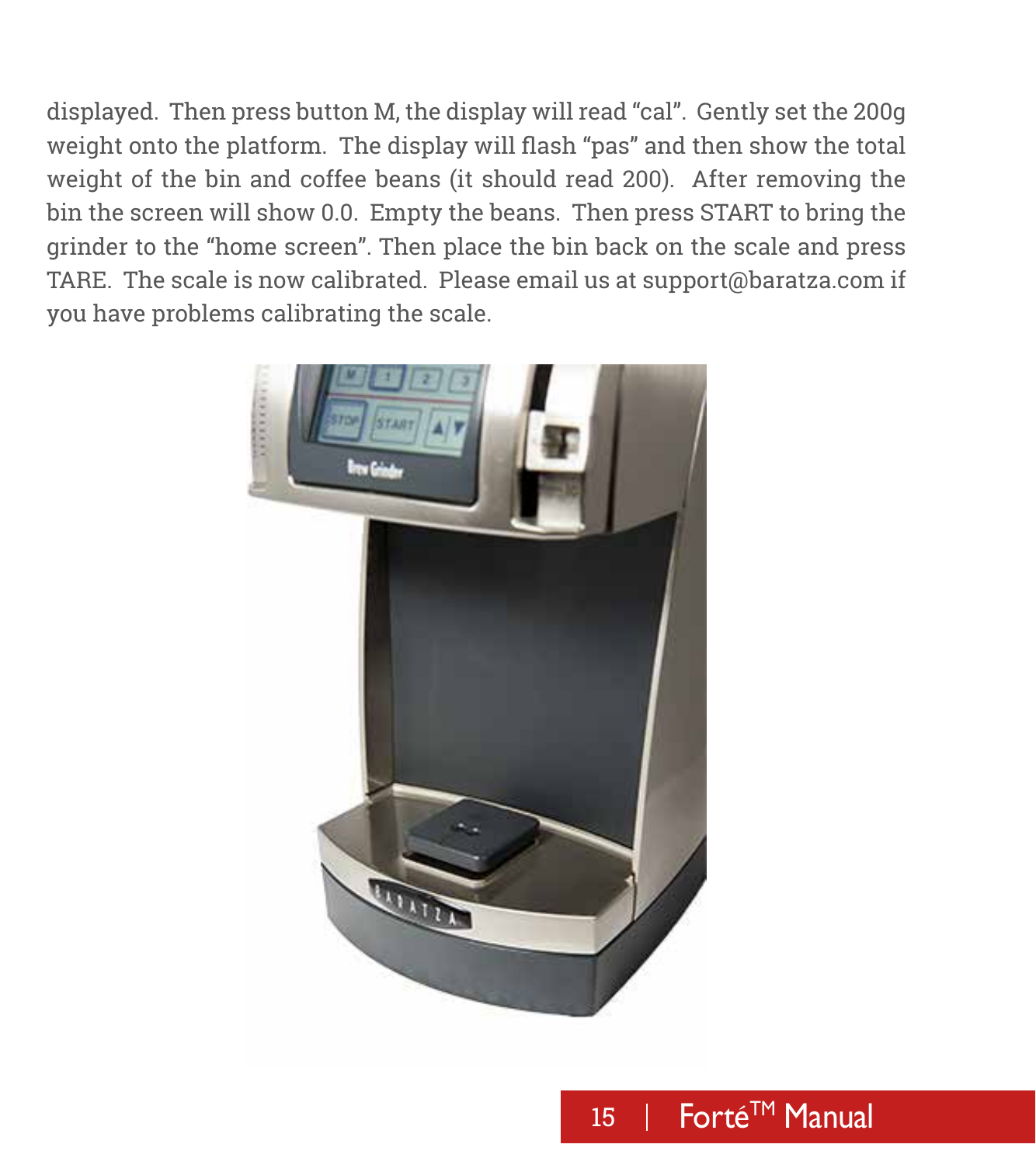displayed. Then press button M, the display will read “cal”. Gently set the 200g weight onto the platform. The display will flash “pas” and then show the total weight of the bin and coffee beans (it should read 200). After removing the bin the screen will show 0.0. Empty the beans. Then press START to bring the grinder to the “home screen”. Then place the bin back on the scale and press TARE. The scale is now calibrated. Please email us at support@baratza.com if you have problems calibrating the scale.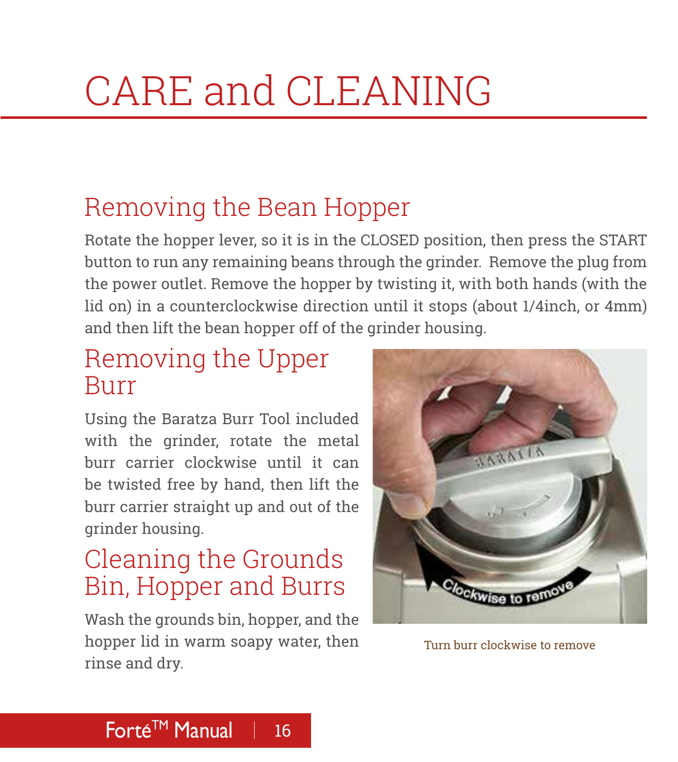# CARE and CLEANING

## Removing the Bean Hopper

Rotate the hopper lever, so it is in the CLOSED position, then press the START button to run any remaining beans through the grinder. Remove the plug from the power outlet. Remove the hopper by twisting it, with both hands (with the lid on) in a counterclockwise direction until it stops (about 1/4inch, or 4mm) and then lift the bean hopper off of the grinder housing.

## Removing the Upper Burr

Using the Baratza Burr Tool included with the grinder, rotate the metal burr carrier clockwise until it can be twisted free by hand, then lift the burr carrier straight up and out of the grinder housing.

Turn burr clockwise to remove

## Cleaning the Grounds Bin, Hopper and Burrs

Wash the grounds bin, hopper, and the hopper lid in warm soapy water, then rinse and dry.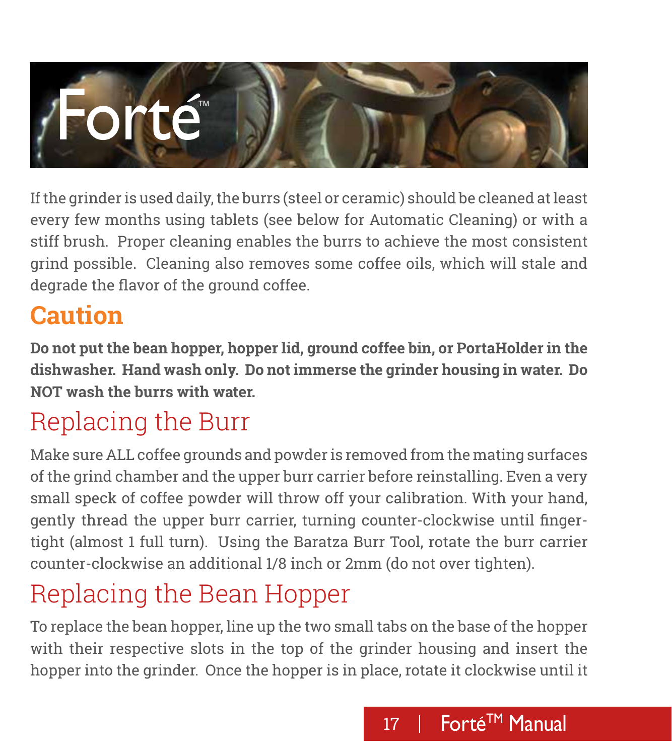If the grinder is used daily, the burrs (steel or ceramic) should be cleaned at least every few months using tablets (see below for Automatic Cleaning) or with a stiff brush. Proper cleaning enables the burrs to achieve the most consistent grind possible. Cleaning also removes some coffee oils, which will stale and degrade the flavor of the ground coffee.

## Caution

**Do not put the bean hopper, hopper lid, ground coffee bin, or PortaHolder in the dishwasher. Hand wash only. Do not immerse the grinder housing in water. Do NOT wash the burrs with water.**

## Replacing the Burr

Make sure ALL coffee grounds and powder is removed from the mating surfaces of the grind chamber and the upper burr carrier before reinstalling. Even a very small speck of coffee powder will throw off your calibration. With your hand, gently thread the upper burr carrier, turning counter-clockwise until finger-tight (almost 1 full turn). Using the Baratza Burr Tool, rotate the burr carrier counter-clockwise an additional 1/8 inch or 2mm (do not over tighten).

## Replacing the Bean Hopper

To replace the bean hopper, line up the two small tabs on the base of the hopper with their respective slots in the top of the grinder housing and insert the hopper into the grinder. Once the hopper is in place, rotate it clockwise until it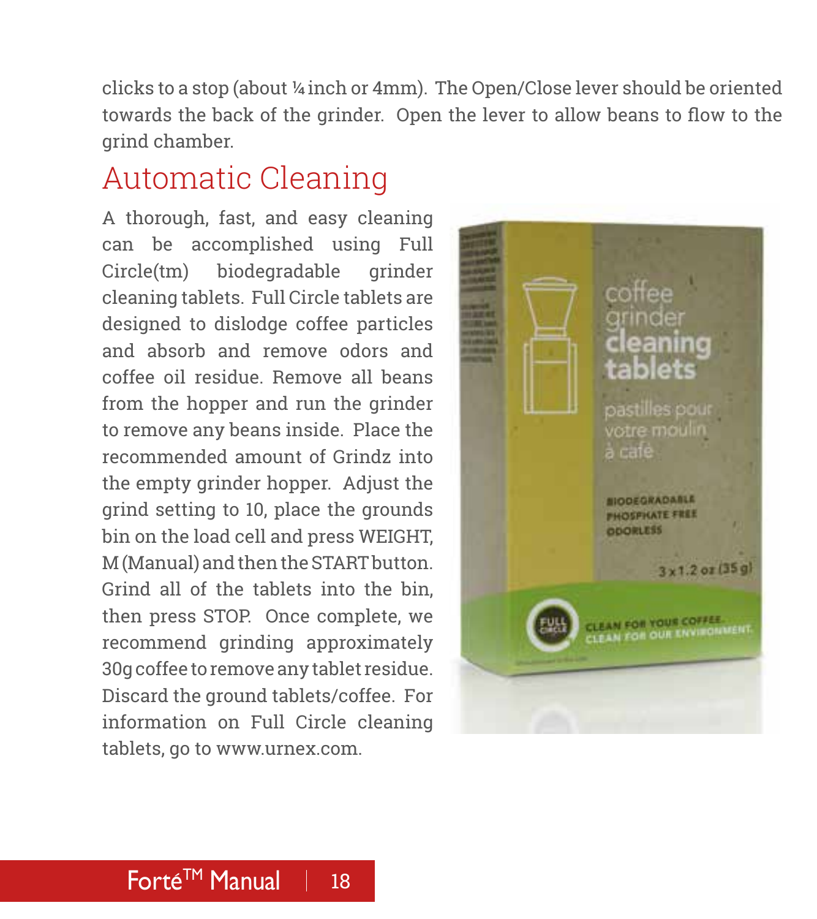clicks to a stop (about ¼ inch or 4mm). The Open/Close lever should be oriented towards the back of the grinder. Open the lever to allow beans to flow to the grind chamber.

## Automatic Cleaning

A thorough, fast, and easy cleaning can be accomplished using Full Circle(tm) biodegradable grinder cleaning tablets. Full Circle tablets are designed to dislodge coffee particles and absorb and remove odors and coffee oil residue. Remove all beans from the hopper and run the grinder to remove any beans inside. Place the recommended amount of Grindz into the empty grinder hopper. Adjust the grind setting to 10, place the grounds bin on the load cell and press WEIGHT, M (Manual) and then the START button. Grind all of the tablets into the bin, then press STOP. Once complete, we recommend grinding approximately 30g coffee to remove any tablet residue. Discard the ground tablets/coffee. For information on Full Circle cleaning tablets, go to www.urnex.com.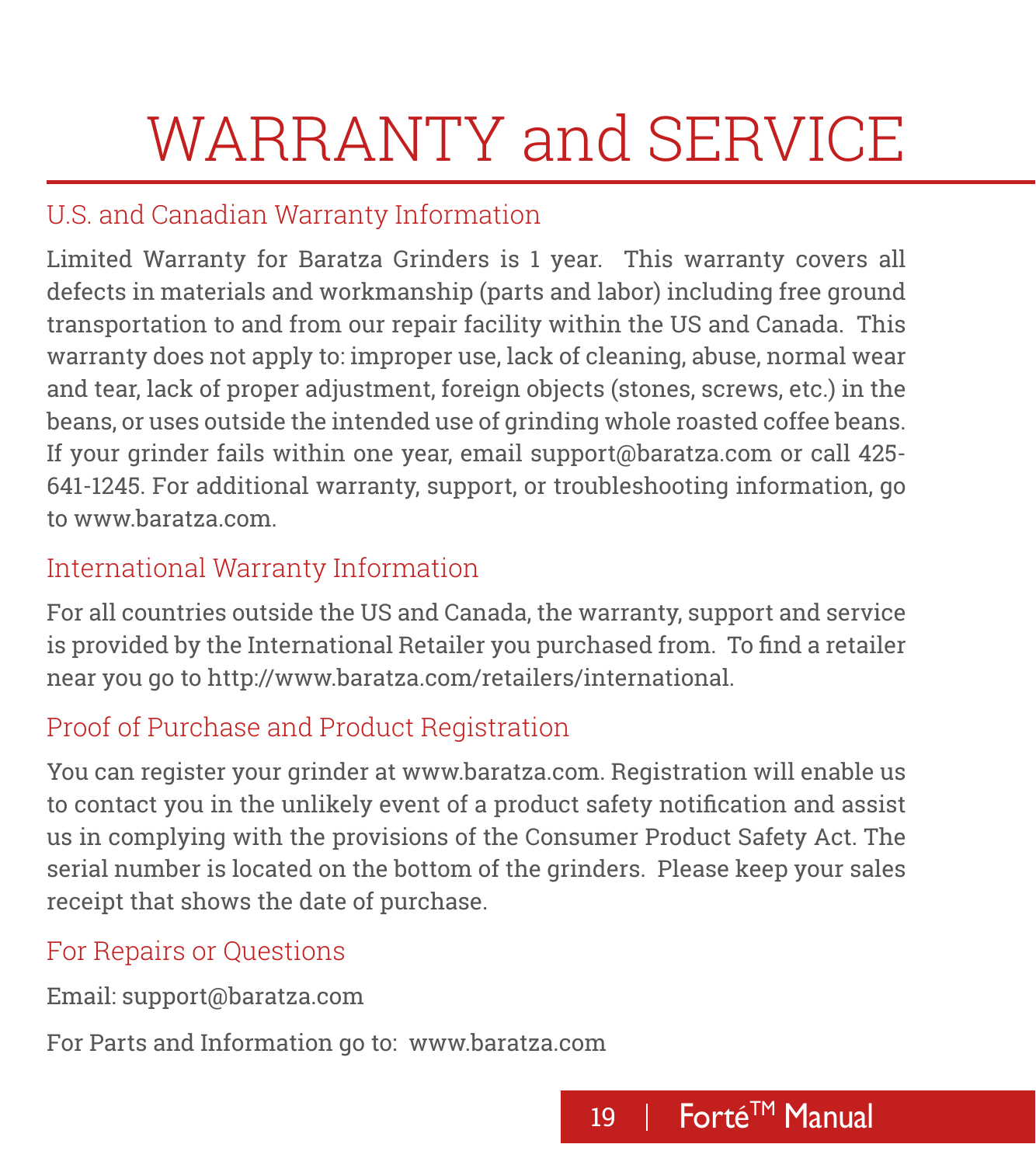# WARRANTY and SERVICE

## U.S. and Canadian Warranty Information

Limited Warranty for Baratza Grinders is 1 year. This warranty covers all defects in materials and workmanship (parts and labor) including free ground transportation to and from our repair facility within the US and Canada. This warranty does not apply to: improper use, lack of cleaning, abuse, normal wear and tear, lack of proper adjustment, foreign objects (stones, screws, etc.) in the beans, or uses outside the intended use of grinding whole roasted coffee beans. If your grinder fails within one year, email support@baratza.com or call 425-641-1245. For additional warranty, support, or troubleshooting information, go to www.baratza.com.

## International Warranty Information

For all countries outside the US and Canada, the warranty, support and service is provided by the International Retailer you purchased from. To find a retailer near you go to http://www.baratza.com/retailers/international.

## Proof of Purchase and Product Registration

You can register your grinder at www.baratza.com. Registration will enable us to contact you in the unlikely event of a product safety notification and assist us in complying with the provisions of the Consumer Product Safety Act. The serial number is located on the bottom of the grinders. Please keep your sales receipt that shows the date of purchase.

## For Repairs or Questions

Email: support@baratza.com

For Parts and Information go to: www.baratza.com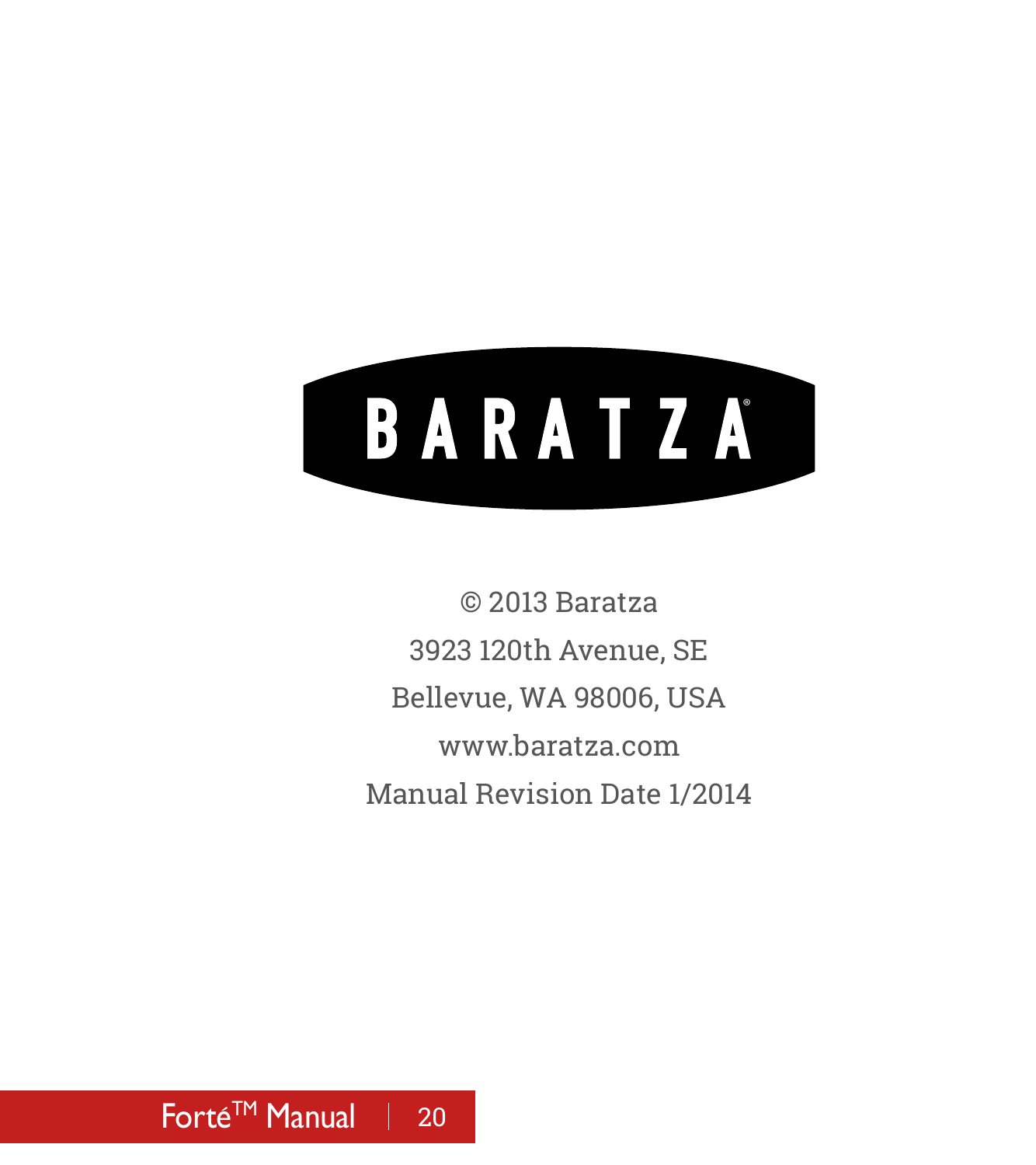BARATZA®

© 2013 Baratza

3923 120th Avenue, SE

Bellevue, WA 98006, USA

www.baratza.com

Manual Revision Date 1/2014